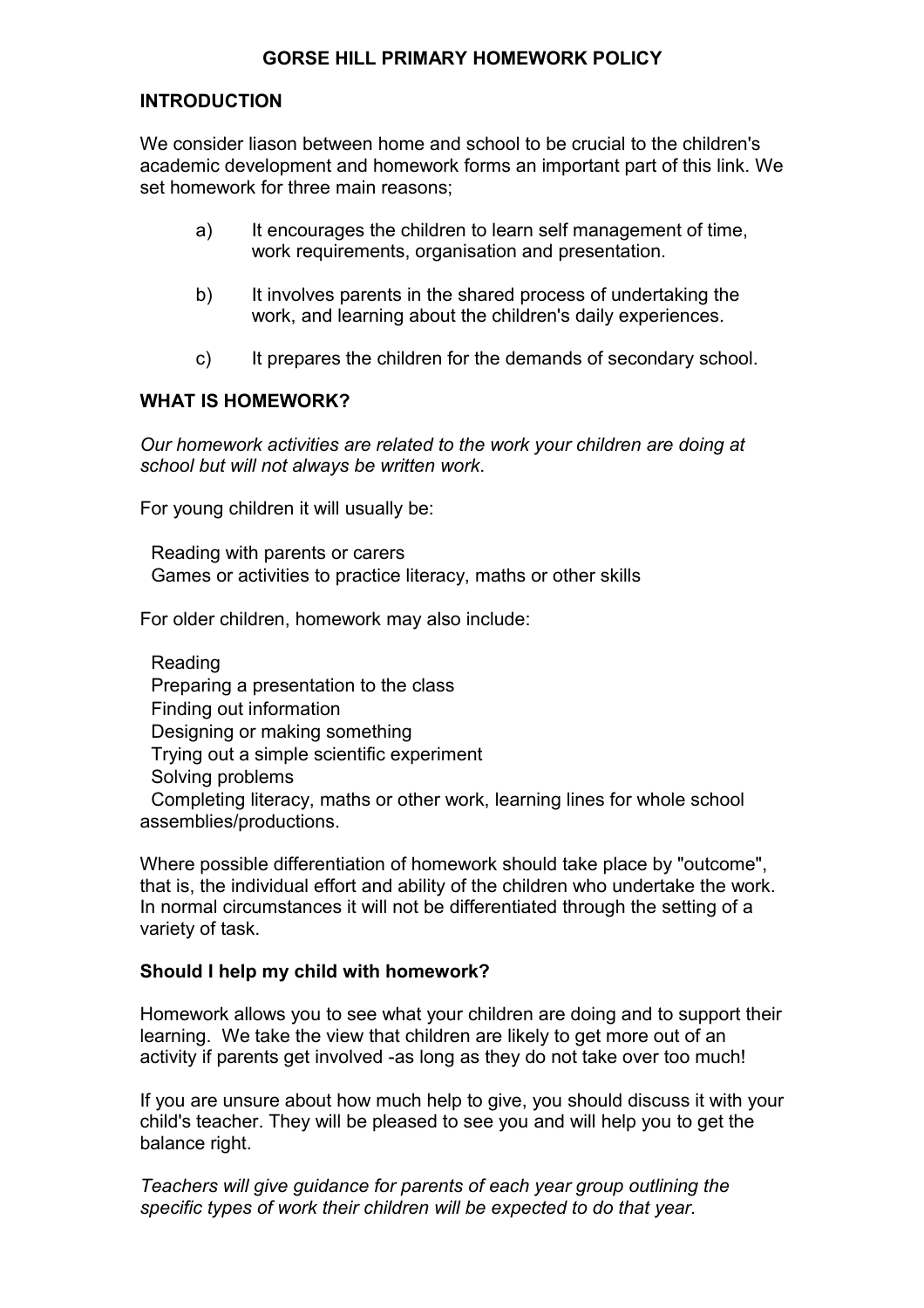# GORSE HILL PRIMARY HOMEWORK POLICY

## INTRODUCTION

We consider liason between home and school to be crucial to the children's academic development and homework forms an important part of this link. We set homework for three main reasons;

a) It encourages the children to learn self management of time, work requirements, organisation and presentation.

b) It involves parents in the shared process of undertaking the work, and learning about the children's daily experiences.

c) It prepares the children for the demands of secondary school.

## WHAT IS HOMEWORK?

*Our homework activities are related to the work your children are doing at school but will not always be written work*.

For young children it will usually be:

- Reading with parents or carers
- Games or activities to practice literacy, maths or other skills

For older children, homework may also include:

- Reading
- Preparing a presentation to the class
- Finding out information
- Designing or making something
- Trying out a simple scientific experiment
- Solving problems
- Completing literacy, maths or other work, learning lines for whole school assemblies/productions.

Where possible differentiation of homework should take place by "outcome", that is, the individual effort and ability of the children who undertake the work. In normal circumstances it will not be differentiated through the setting of a variety of task.

### Should I help my child with homework?

Homework allows you to see what your children are doing and to support their learning. We take the view that children are likely to get more out of an activity if parents get involved -as long as they do not take over too much!

If you are unsure about how much help to give, you should discuss it with your child's teacher. They will be pleased to see you and will help you to get the balance right.

*Teachers will give guidance for parents of each year group outlining the specific types of work their children will be expected to do that year.*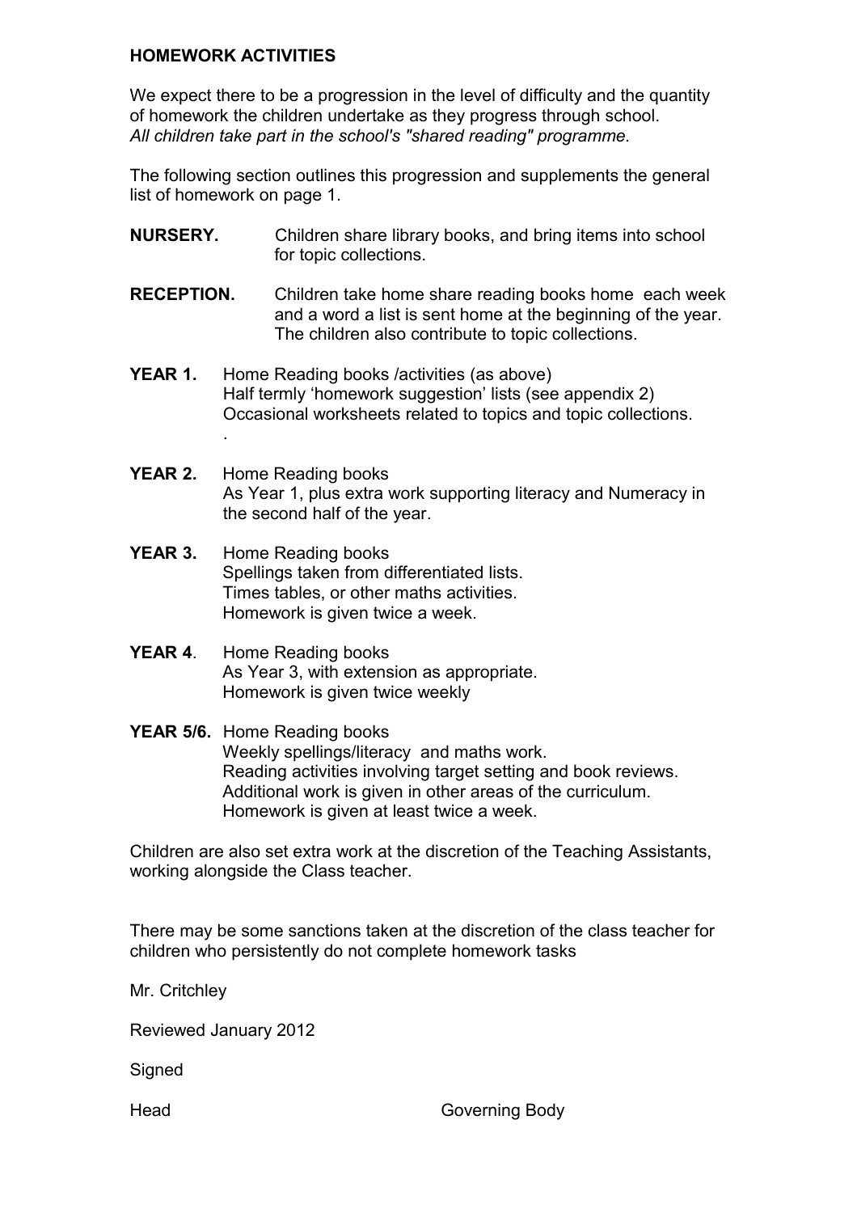## HOMEWORK ACTIVITIES

We expect there to be a progression in the level of difficulty and the quantity of homework the children undertake as they progress through school.
*All children take part in the school's "shared reading" programme.*

The following section outlines this progression and supplements the general list of homework on page 1.

**NURSERY.** Children share library books, and bring items into school for topic collections.

**RECEPTION.** Children take home share reading books home each week and a word a list is sent home at the beginning of the year. The children also contribute to topic collections.

**YEAR 1.** Home Reading books /activities (as above)
Half termly 'homework suggestion' lists (see appendix 2)
Occasional worksheets related to topics and topic collections.
.

**YEAR 2.** Home Reading books
As Year 1, plus extra work supporting literacy and Numeracy in the second half of the year.

**YEAR 3.** Home Reading books
Spellings taken from differentiated lists.
Times tables, or other maths activities.
Homework is given twice a week.

**YEAR 4**. Home Reading books
As Year 3, with extension as appropriate.
Homework is given twice weekly

**YEAR 5/6.** Home Reading books
Weekly spellings/literacy and maths work.
Reading activities involving target setting and book reviews.
Additional work is given in other areas of the curriculum.
Homework is given at least twice a week.

Children are also set extra work at the discretion of the Teaching Assistants, working alongside the Class teacher.

There may be some sanctions taken at the discretion of the class teacher for children who persistently do not complete homework tasks

Mr. Critchley

Reviewed January 2012

Signed

Head Governing Body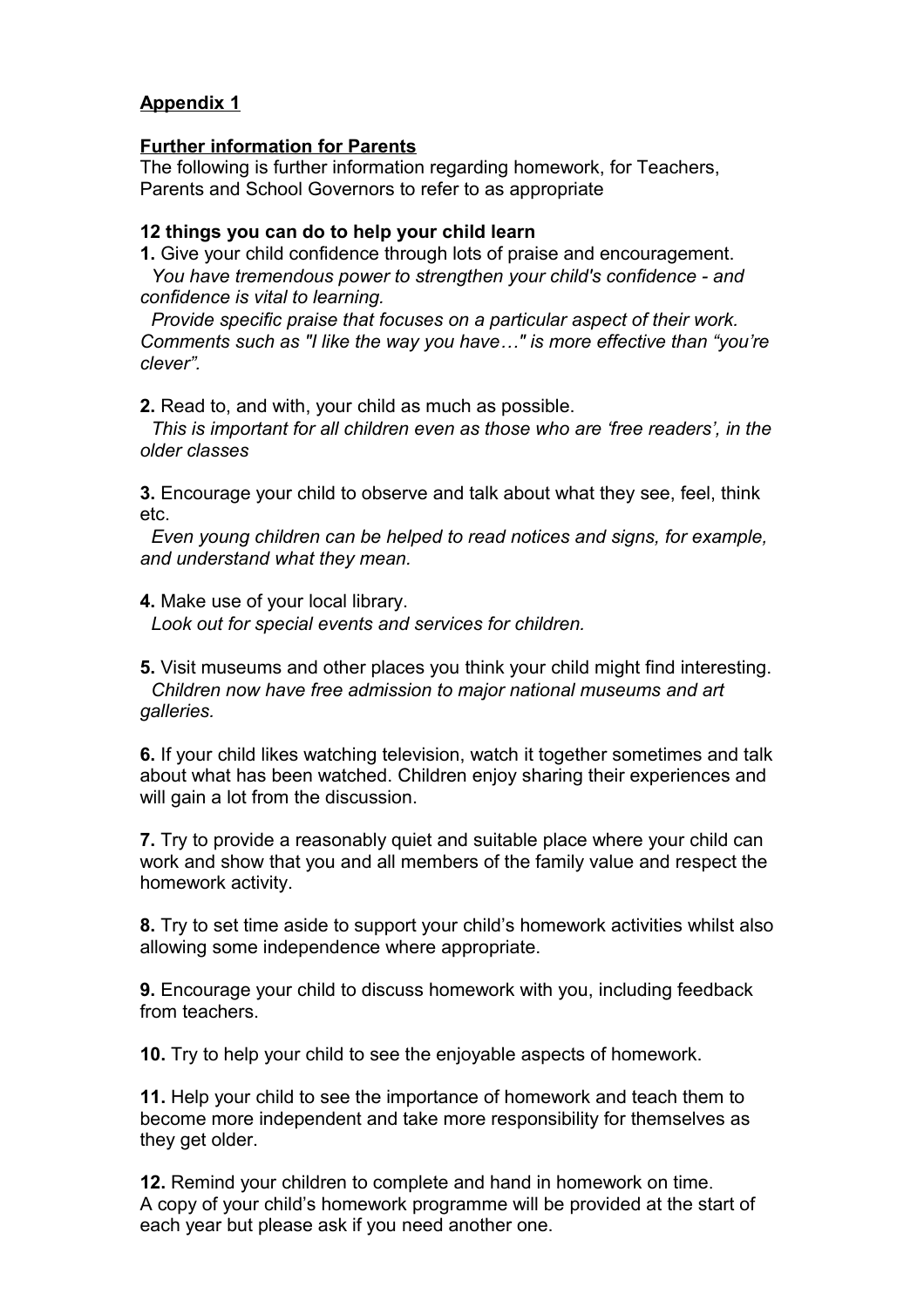## Appendix 1

### Further information for Parents

The following is further information regarding homework, for Teachers, Parents and School Governors to refer to as appropriate

**12 things you can do to help your child learn**

**1.** Give your child confidence through lots of praise and encouragement.
*You have tremendous power to strengthen your child's confidence - and confidence is vital to learning.*
*Provide specific praise that focuses on a particular aspect of their work. Comments such as "I like the way you have…" is more effective than "you're clever".*

**2.** Read to, and with, your child as much as possible.
*This is important for all children even as those who are 'free readers', in the older classes*

**3.** Encourage your child to observe and talk about what they see, feel, think etc.
*Even young children can be helped to read notices and signs, for example, and understand what they mean.*

**4.** Make use of your local library.
*Look out for special events and services for children.*

**5.** Visit museums and other places you think your child might find interesting.
*Children now have free admission to major national museums and art galleries.*

**6.** If your child likes watching television, watch it together sometimes and talk about what has been watched. Children enjoy sharing their experiences and will gain a lot from the discussion.

**7.** Try to provide a reasonably quiet and suitable place where your child can work and show that you and all members of the family value and respect the homework activity.

**8.** Try to set time aside to support your child's homework activities whilst also allowing some independence where appropriate.

**9.** Encourage your child to discuss homework with you, including feedback from teachers.

**10.** Try to help your child to see the enjoyable aspects of homework.

**11.** Help your child to see the importance of homework and teach them to become more independent and take more responsibility for themselves as they get older.

**12.** Remind your children to complete and hand in homework on time.
A copy of your child's homework programme will be provided at the start of each year but please ask if you need another one.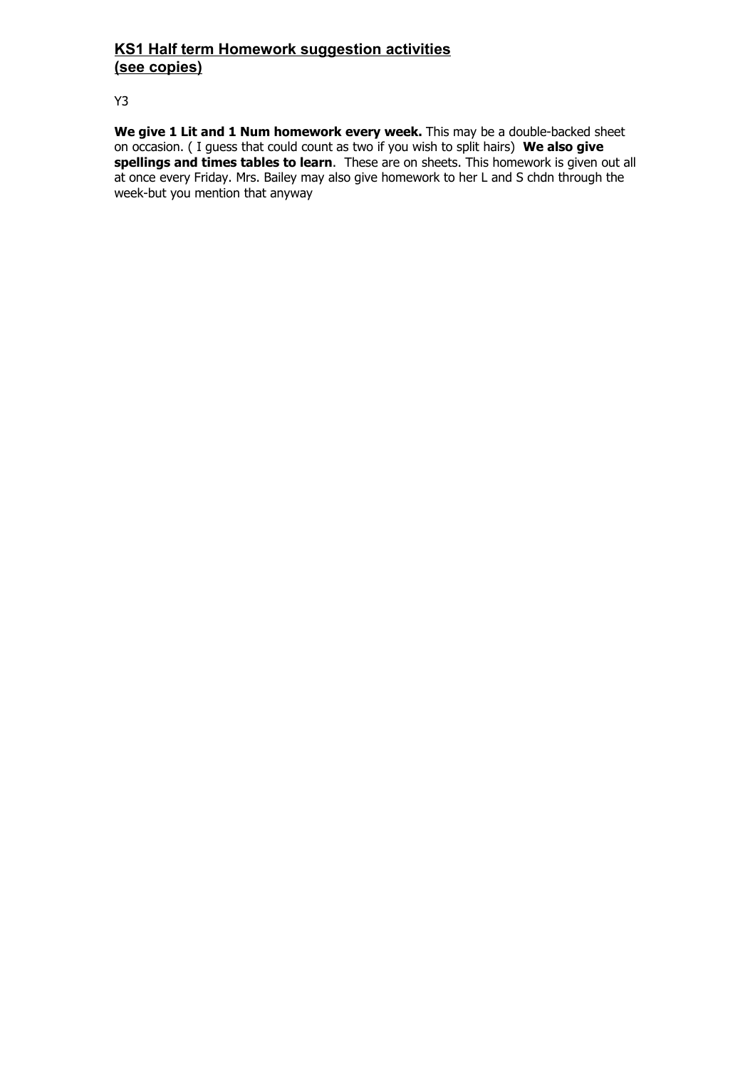## KS1 Half term Homework suggestion activities (see copies)

Y3

**We give 1 Lit and 1 Num homework every week.** This may be a double-backed sheet on occasion. ( I guess that could count as two if you wish to split hairs) **We also give spellings and times tables to learn**. These are on sheets. This homework is given out all at once every Friday. Mrs. Bailey may also give homework to her L and S chdn through the week-but you mention that anyway